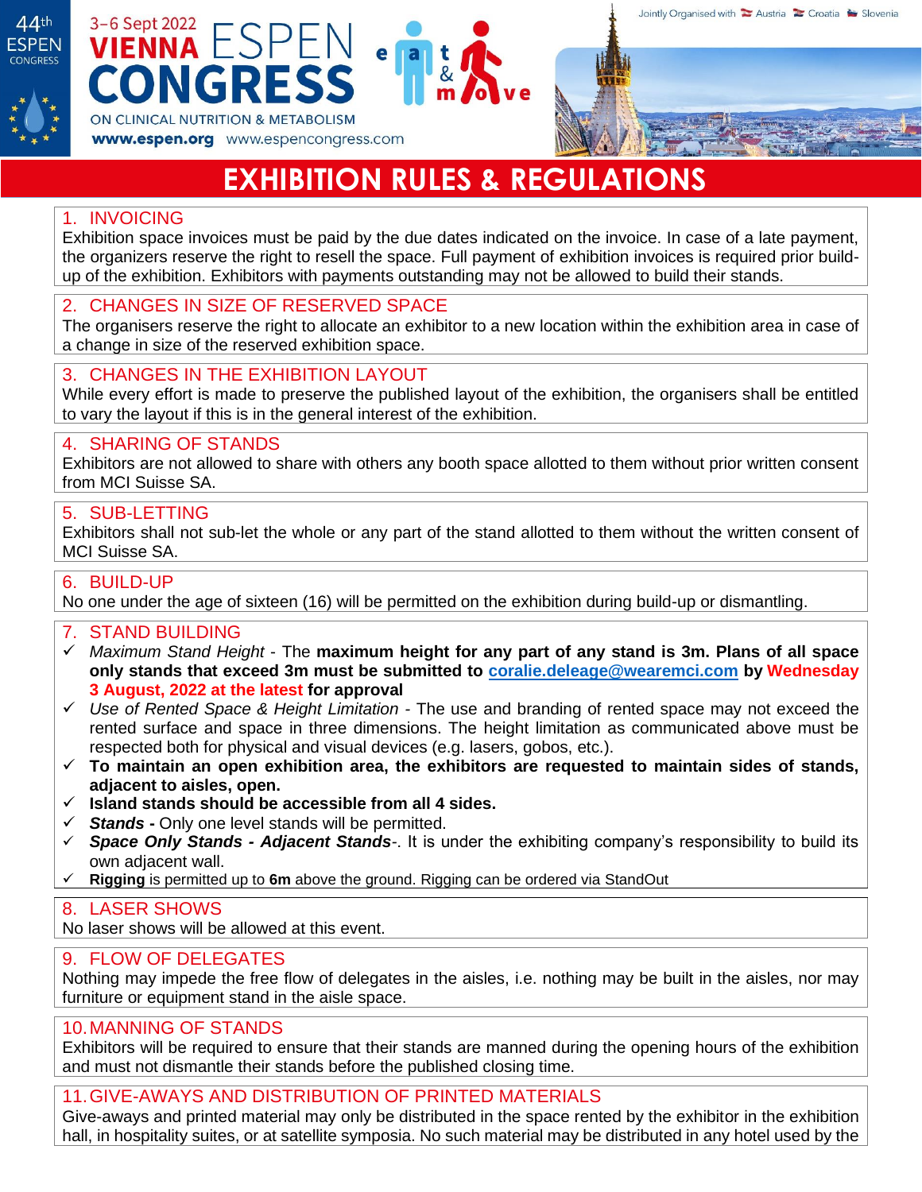44th ESPEN CONGRESS

3–6 Sept 2022
**VIENNA** ESPEN **CONGRESS**
ON CLINICAL NUTRITION & METABOLISM
**www.espen.org** www.espencongress.com

eat & move

Jointly Organised with Austria Croatia Slovenia

# EXHIBITION RULES & REGULATIONS

## 1. INVOICING

Exhibition space invoices must be paid by the due dates indicated on the invoice. In case of a late payment, the organizers reserve the right to resell the space. Full payment of exhibition invoices is required prior build-up of the exhibition. Exhibitors with payments outstanding may not be allowed to build their stands.

## 2. CHANGES IN SIZE OF RESERVED SPACE

The organisers reserve the right to allocate an exhibitor to a new location within the exhibition area in case of a change in size of the reserved exhibition space.

## 3. CHANGES IN THE EXHIBITION LAYOUT

While every effort is made to preserve the published layout of the exhibition, the organisers shall be entitled to vary the layout if this is in the general interest of the exhibition.

## 4. SHARING OF STANDS

Exhibitors are not allowed to share with others any booth space allotted to them without prior written consent from MCI Suisse SA.

## 5. SUB-LETTING

Exhibitors shall not sub-let the whole or any part of the stand allotted to them without the written consent of MCI Suisse SA.

## 6. BUILD-UP

No one under the age of sixteen (16) will be permitted on the exhibition during build-up or dismantling.

## 7. STAND BUILDING

- ✓ *Maximum Stand Height* - The **maximum height for any part of any stand is 3m. Plans of all space only stands that exceed 3m must be submitted to coralie.deleage@wearemci.com by Wednesday 3 August, 2022 at the latest for approval**
- ✓ *Use of Rented Space & Height Limitation* - The use and branding of rented space may not exceed the rented surface and space in three dimensions. The height limitation as communicated above must be respected both for physical and visual devices (e.g. lasers, gobos, etc.).
- ✓ **To maintain an open exhibition area, the exhibitors are requested to maintain sides of stands, adjacent to aisles, open.**
- ✓ **Island stands should be accessible from all 4 sides.**
- ✓ ***Stands -*** Only one level stands will be permitted.
- ✓ ***Space Only Stands - Adjacent Stands***-. It is under the exhibiting company's responsibility to build its own adjacent wall.
- ✓ **Rigging** is permitted up to **6m** above the ground. Rigging can be ordered via StandOut

## 8. LASER SHOWS

No laser shows will be allowed at this event.

## 9. FLOW OF DELEGATES

Nothing may impede the free flow of delegates in the aisles, i.e. nothing may be built in the aisles, nor may furniture or equipment stand in the aisle space.

## 10. MANNING OF STANDS

Exhibitors will be required to ensure that their stands are manned during the opening hours of the exhibition and must not dismantle their stands before the published closing time.

## 11. GIVE-AWAYS AND DISTRIBUTION OF PRINTED MATERIALS

Give-aways and printed material may only be distributed in the space rented by the exhibitor in the exhibition hall, in hospitality suites, or at satellite symposia. No such material may be distributed in any hotel used by the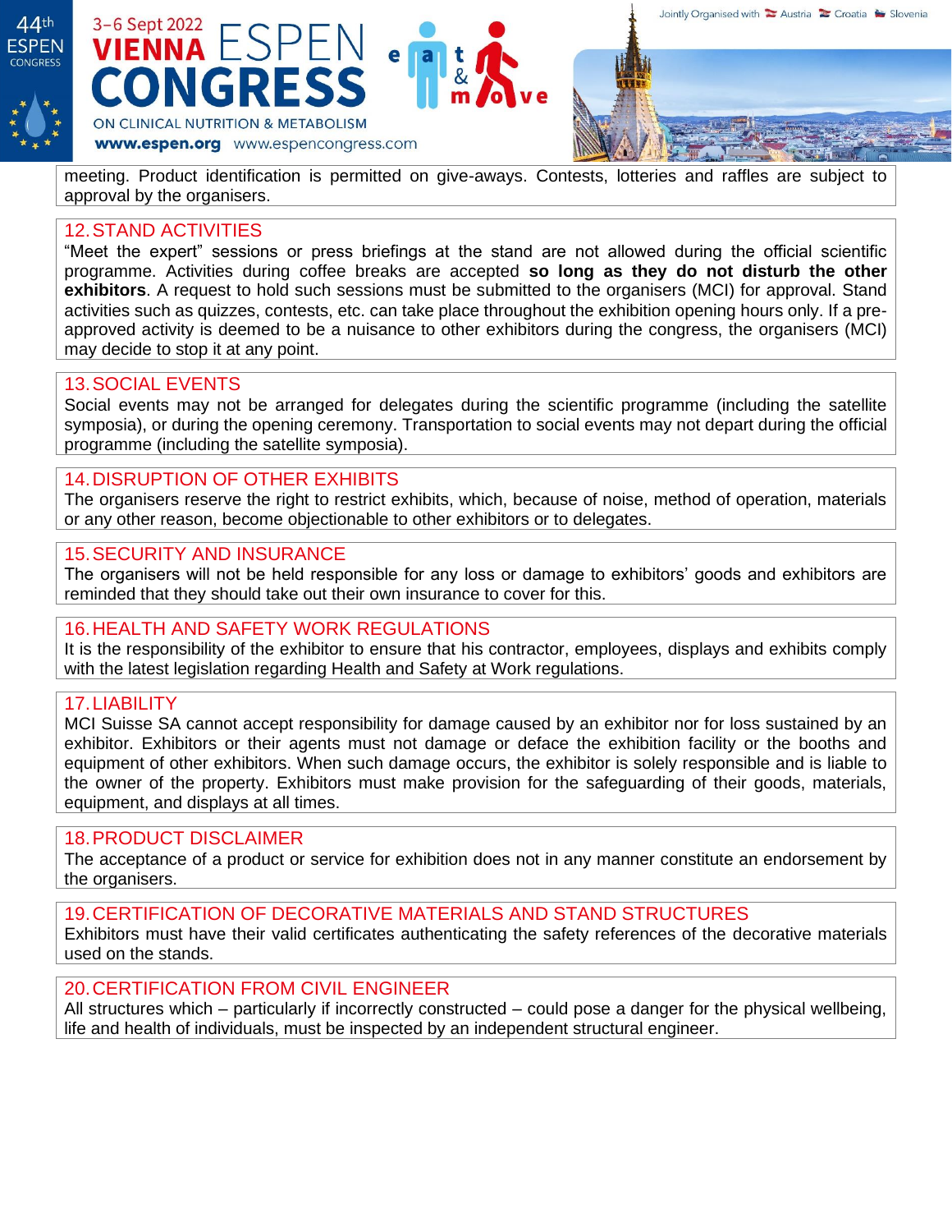meeting. Product identification is permitted on give-aways. Contests, lotteries and raffles are subject to approval by the organisers.

## 12. STAND ACTIVITIES

"Meet the expert" sessions or press briefings at the stand are not allowed during the official scientific programme. Activities during coffee breaks are accepted **so long as they do not disturb the other exhibitors**. A request to hold such sessions must be submitted to the organisers (MCI) for approval. Stand activities such as quizzes, contests, etc. can take place throughout the exhibition opening hours only. If a pre-approved activity is deemed to be a nuisance to other exhibitors during the congress, the organisers (MCI) may decide to stop it at any point.

## 13. SOCIAL EVENTS

Social events may not be arranged for delegates during the scientific programme (including the satellite symposia), or during the opening ceremony. Transportation to social events may not depart during the official programme (including the satellite symposia).

## 14. DISRUPTION OF OTHER EXHIBITS

The organisers reserve the right to restrict exhibits, which, because of noise, method of operation, materials or any other reason, become objectionable to other exhibitors or to delegates.

## 15. SECURITY AND INSURANCE

The organisers will not be held responsible for any loss or damage to exhibitors' goods and exhibitors are reminded that they should take out their own insurance to cover for this.

## 16. HEALTH AND SAFETY WORK REGULATIONS

It is the responsibility of the exhibitor to ensure that his contractor, employees, displays and exhibits comply with the latest legislation regarding Health and Safety at Work regulations.

## 17. LIABILITY

MCI Suisse SA cannot accept responsibility for damage caused by an exhibitor nor for loss sustained by an exhibitor. Exhibitors or their agents must not damage or deface the exhibition facility or the booths and equipment of other exhibitors. When such damage occurs, the exhibitor is solely responsible and is liable to the owner of the property. Exhibitors must make provision for the safeguarding of their goods, materials, equipment, and displays at all times.

## 18. PRODUCT DISCLAIMER

The acceptance of a product or service for exhibition does not in any manner constitute an endorsement by the organisers.

## 19. CERTIFICATION OF DECORATIVE MATERIALS AND STAND STRUCTURES

Exhibitors must have their valid certificates authenticating the safety references of the decorative materials used on the stands.

## 20. CERTIFICATION FROM CIVIL ENGINEER

All structures which – particularly if incorrectly constructed – could pose a danger for the physical wellbeing, life and health of individuals, must be inspected by an independent structural engineer.